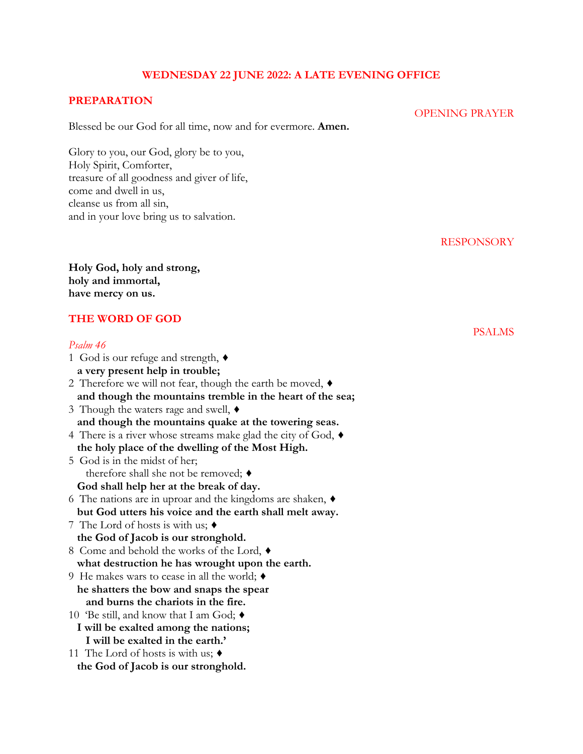# WEDNESDAY 22 JUNE 2022: A LATE EVENING OFFICE

## PREPARATION

OPENING PRAYER

Blessed be our God for all time, now and for evermore. **Amen.**

Glory to you, our God, glory be to you,
Holy Spirit, Comforter,
treasure of all goodness and giver of life,
come and dwell in us,
cleanse us from all sin,
and in your love bring us to salvation.

RESPONSORY

**Holy God, holy and strong,**
**holy and immortal,**
**have mercy on us.**

## THE WORD OF GOD

PSALMS

*Psalm 46*

1 God is our refuge and strength, ♦
**a very present help in trouble;**
2 Therefore we will not fear, though the earth be moved, ♦
**and though the mountains tremble in the heart of the sea;**
3 Though the waters rage and swell, ♦
**and though the mountains quake at the towering seas.**
4 There is a river whose streams make glad the city of God, ♦
**the holy place of the dwelling of the Most High.**
5 God is in the midst of her;
therefore shall she not be removed; ♦
**God shall help her at the break of day.**
6 The nations are in uproar and the kingdoms are shaken, ♦
**but God utters his voice and the earth shall melt away.**
7 The Lord of hosts is with us; ♦
**the God of Jacob is our stronghold.**
8 Come and behold the works of the Lord, ♦
**what destruction he has wrought upon the earth.**
9 He makes wars to cease in all the world; ♦
**he shatters the bow and snaps the spear**
**and burns the chariots in the fire.**
10 'Be still, and know that I am God; ♦
**I will be exalted among the nations;**
**I will be exalted in the earth.'**
11 The Lord of hosts is with us; ♦
**the God of Jacob is our stronghold.**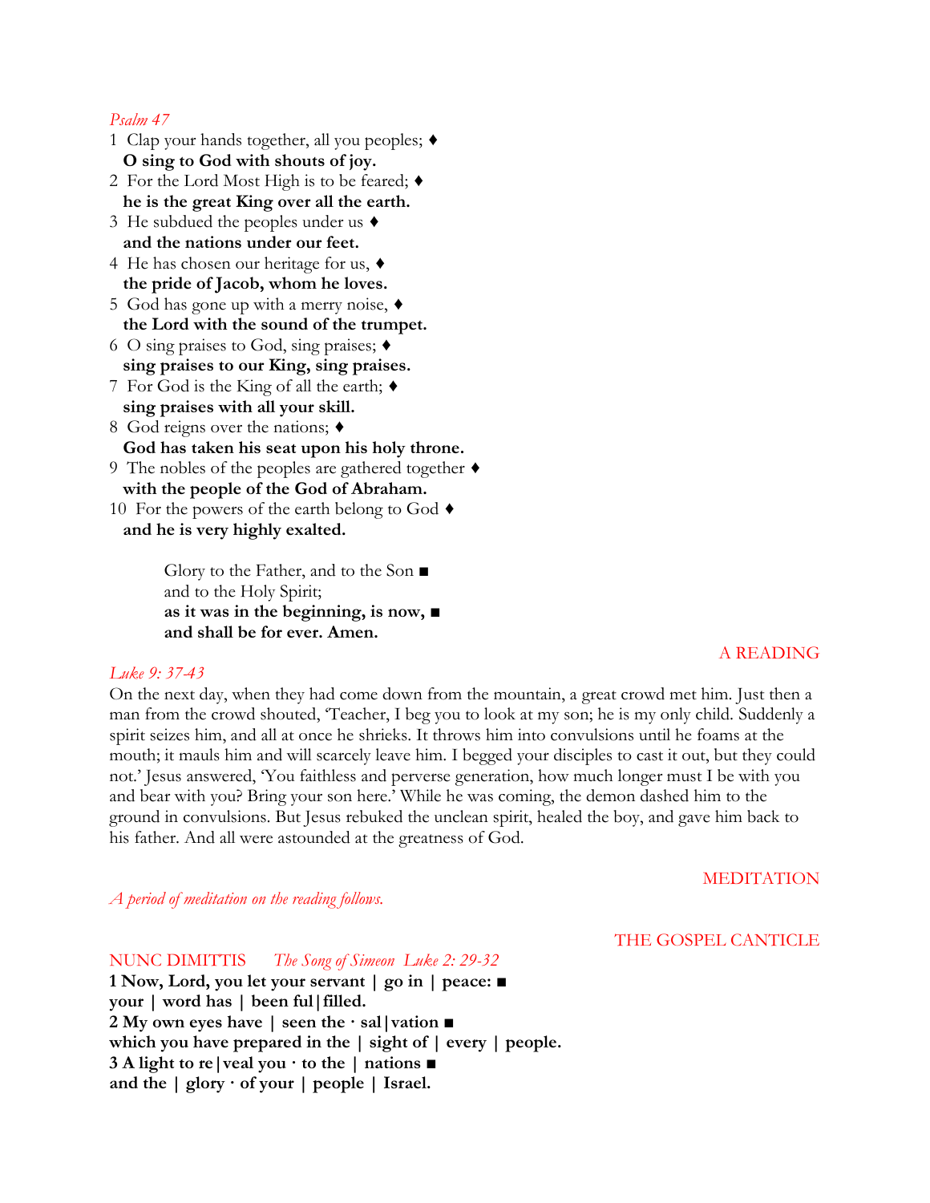*Psalm 47*

1 Clap your hands together, all you peoples; ♦
**O sing to God with shouts of joy.**
2 For the Lord Most High is to be feared; ♦
**he is the great King over all the earth.**
3 He subdued the peoples under us ♦
**and the nations under our feet.**
4 He has chosen our heritage for us, ♦
**the pride of Jacob, whom he loves.**
5 God has gone up with a merry noise, ♦
**the Lord with the sound of the trumpet.**
6 O sing praises to God, sing praises; ♦
**sing praises to our King, sing praises.**
7 For God is the King of all the earth; ♦
**sing praises with all your skill.**
8 God reigns over the nations; ♦
**God has taken his seat upon his holy throne.**
9 The nobles of the peoples are gathered together ♦
**with the people of the God of Abraham.**
10 For the powers of the earth belong to God ♦
**and he is very highly exalted.**

Glory to the Father, and to the Son ■
and to the Holy Spirit;
**as it was in the beginning, is now, ■**
**and shall be for ever. Amen.**

## A READING

*Luke 9: 37-43*

On the next day, when they had come down from the mountain, a great crowd met him. Just then a man from the crowd shouted, 'Teacher, I beg you to look at my son; he is my only child. Suddenly a spirit seizes him, and all at once he shrieks. It throws him into convulsions until he foams at the mouth; it mauls him and will scarcely leave him. I begged your disciples to cast it out, but they could not.' Jesus answered, 'You faithless and perverse generation, how much longer must I be with you and bear with you? Bring your son here.' While he was coming, the demon dashed him to the ground in convulsions. But Jesus rebuked the unclean spirit, healed the boy, and gave him back to his father. And all were astounded at the greatness of God.

## MEDITATION

*A period of meditation on the reading follows.*

## THE GOSPEL CANTICLE

NUNC DIMITTIS *The Song of Simeon Luke 2: 29-32*

**1 Now, Lord, you let your servant | go in | peace: ■**
**your | word has | been ful|filled.**
**2 My own eyes have | seen the · sal|vation ■**
**which you have prepared in the | sight of | every | people.**
**3 A light to re|veal you · to the | nations ■**
**and the | glory · of your | people | Israel.**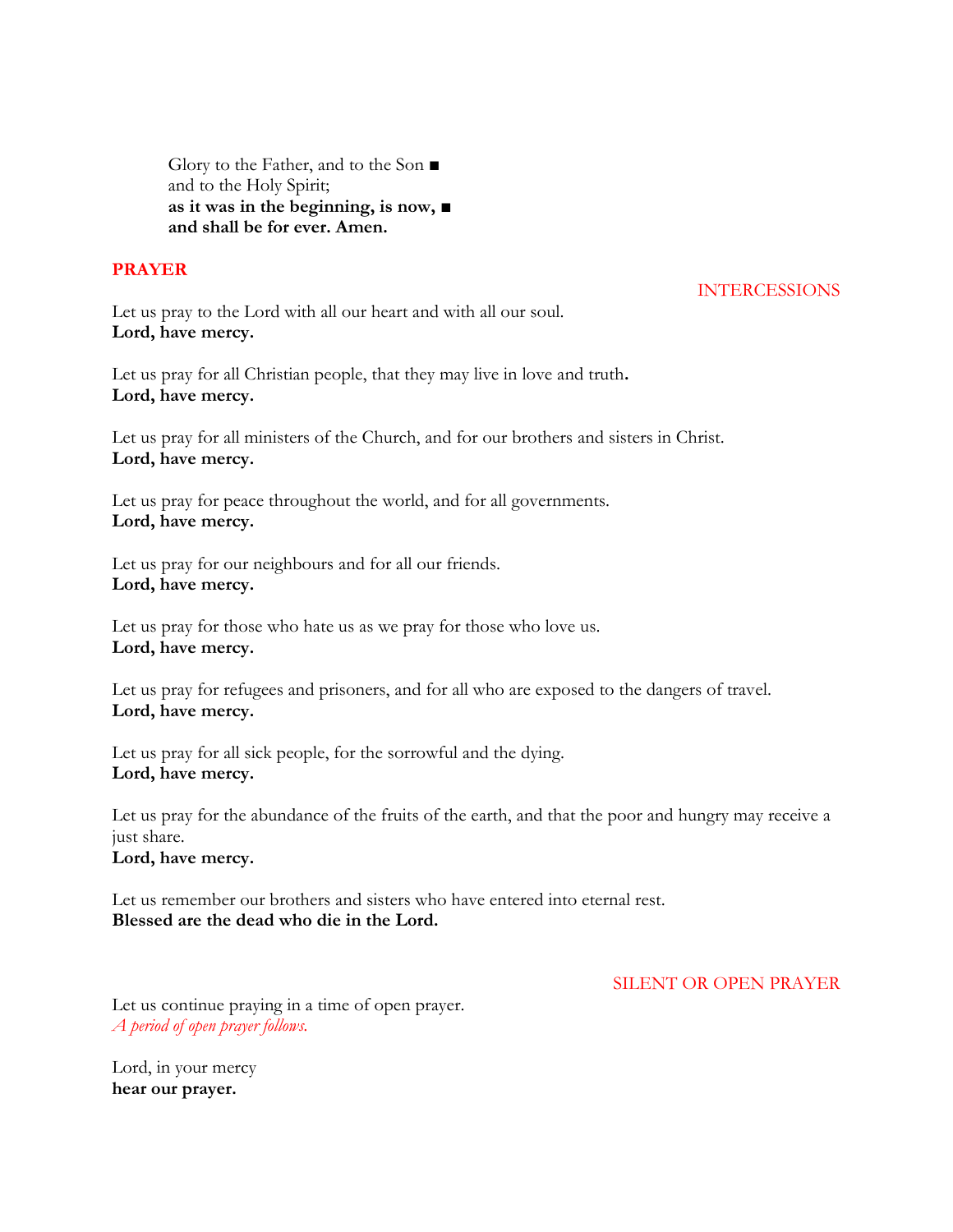Glory to the Father, and to the Son ■  
and to the Holy Spirit;  
**as it was in the beginning, is now, ■**  
**and shall be for ever. Amen.**

## PRAYER

INTERCESSIONS

Let us pray to the Lord with all our heart and with all our soul.  
**Lord, have mercy.**

Let us pray for all Christian people, that they may live in love and truth.  
**Lord, have mercy.**

Let us pray for all ministers of the Church, and for our brothers and sisters in Christ.  
**Lord, have mercy.**

Let us pray for peace throughout the world, and for all governments.  
**Lord, have mercy.**

Let us pray for our neighbours and for all our friends.  
**Lord, have mercy.**

Let us pray for those who hate us as we pray for those who love us.  
**Lord, have mercy.**

Let us pray for refugees and prisoners, and for all who are exposed to the dangers of travel.  
**Lord, have mercy.**

Let us pray for all sick people, for the sorrowful and the dying.  
**Lord, have mercy.**

Let us pray for the abundance of the fruits of the earth, and that the poor and hungry may receive a just share.  
**Lord, have mercy.**

Let us remember our brothers and sisters who have entered into eternal rest.  
**Blessed are the dead who die in the Lord.**

SILENT OR OPEN PRAYER

Let us continue praying in a time of open prayer.  
*A period of open prayer follows.*

Lord, in your mercy  
**hear our prayer.**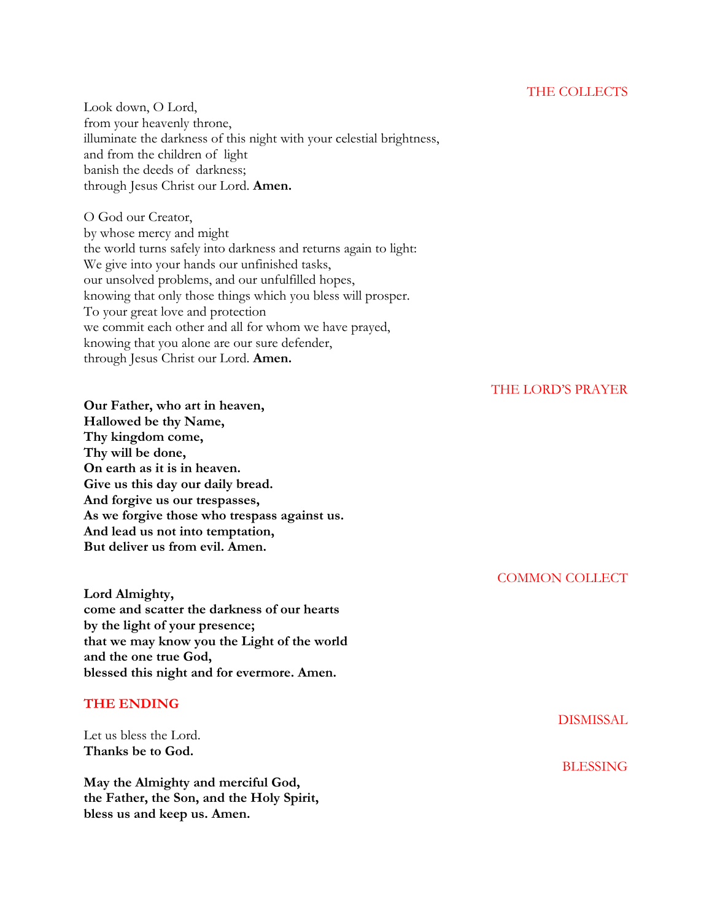THE COLLECTS

Look down, O Lord,
from your heavenly throne,
illuminate the darkness of this night with your celestial brightness,
and from the children of light
banish the deeds of darkness;
through Jesus Christ our Lord. **Amen.**

O God our Creator,
by whose mercy and might
the world turns safely into darkness and returns again to light:
We give into your hands our unfinished tasks,
our unsolved problems, and our unfulfilled hopes,
knowing that only those things which you bless will prosper.
To your great love and protection
we commit each other and all for whom we have prayed,
knowing that you alone are our sure defender,
through Jesus Christ our Lord. **Amen.**

THE LORD'S PRAYER

**Our Father, who art in heaven,**
**Hallowed be thy Name,**
**Thy kingdom come,**
**Thy will be done,**
**On earth as it is in heaven.**
**Give us this day our daily bread.**
**And forgive us our trespasses,**
**As we forgive those who trespass against us.**
**And lead us not into temptation,**
**But deliver us from evil. Amen.**

COMMON COLLECT

**Lord Almighty,**
**come and scatter the darkness of our hearts**
**by the light of your presence;**
**that we may know you the Light of the world**
**and the one true God,**
**blessed this night and for evermore. Amen.**

## THE ENDING

DISMISSAL

Let us bless the Lord.
**Thanks be to God.**

BLESSING

**May the Almighty and merciful God,**
**the Father, the Son, and the Holy Spirit,**
**bless us and keep us. Amen.**